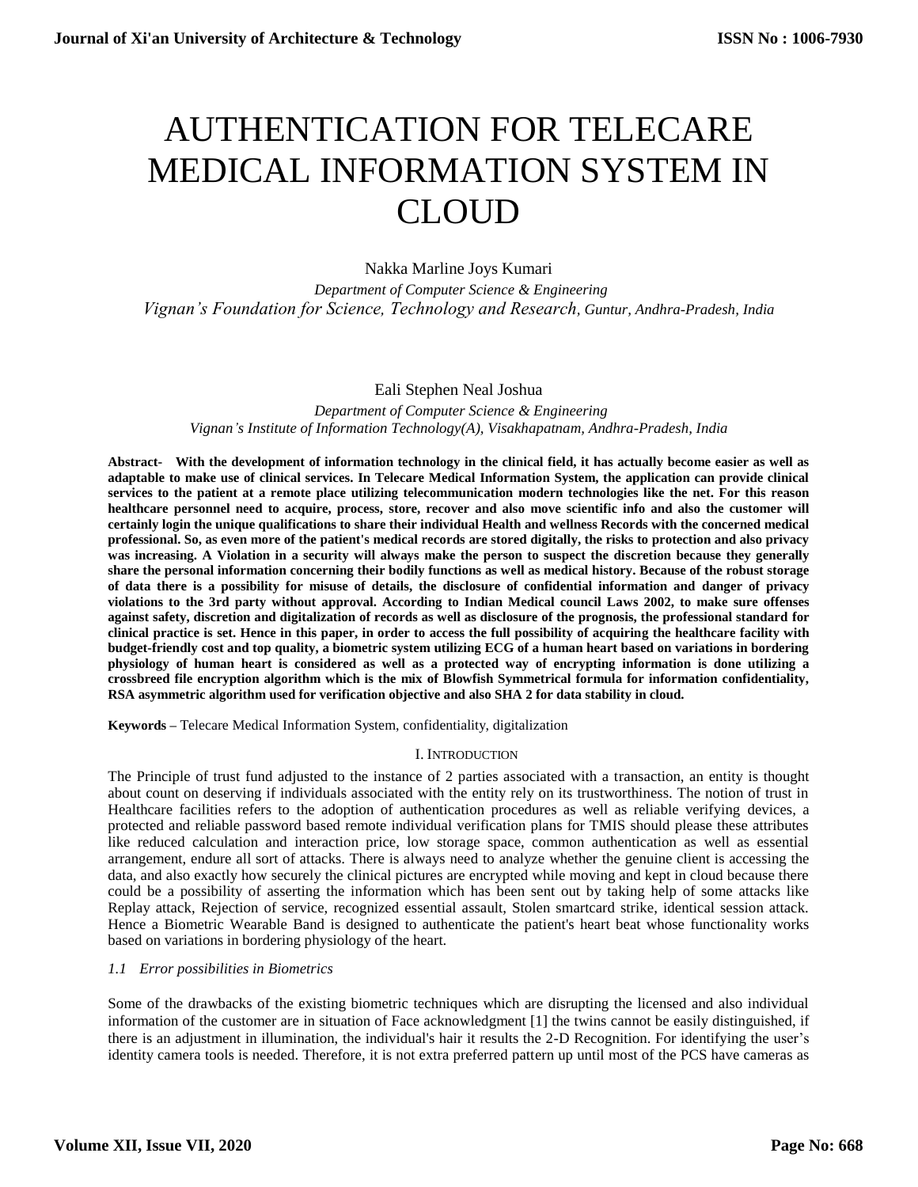# AUTHENTICATION FOR TELECARE MEDICAL INFORMATION SYSTEM IN CLOUD

Nakka Marline Joys Kumari

*Department of Computer Science & Engineering*

*Vignan's Foundation for Science, Technology and Research, Guntur, Andhra-Pradesh, India*

Eali Stephen Neal Joshua

*Department of Computer Science & Engineering*

*Vignan's Institute of Information Technology(A), Visakhapatnam, Andhra-Pradesh, India*

**Abstract- With the development of information technology in the clinical field, it has actually become easier as well as adaptable to make use of clinical services. In Telecare Medical Information System, the application can provide clinical services to the patient at a remote place utilizing telecommunication modern technologies like the net. For this reason healthcare personnel need to acquire, process, store, recover and also move scientific info and also the customer will certainly login the unique qualifications to share their individual Health and wellness Records with the concerned medical professional. So, as even more of the patient's medical records are stored digitally, the risks to protection and also privacy was increasing. A Violation in a security will always make the person to suspect the discretion because they generally share the personal information concerning their bodily functions as well as medical history. Because of the robust storage of data there is a possibility for misuse of details, the disclosure of confidential information and danger of privacy violations to the 3rd party without approval. According to Indian Medical council Laws 2002, to make sure offenses against safety, discretion and digitalization of records as well as disclosure of the prognosis, the professional standard for clinical practice is set. Hence in this paper, in order to access the full possibility of acquiring the healthcare facility with budget-friendly cost and top quality, a biometric system utilizing ECG of a human heart based on variations in bordering physiology of human heart is considered as well as a protected way of encrypting information is done utilizing a crossbreed file encryption algorithm which is the mix of Blowfish Symmetrical formula for information confidentiality, RSA asymmetric algorithm used for verification objective and also SHA 2 for data stability in cloud.**

**Keywords –** Telecare Medical Information System, confidentiality, digitalization

## I. INTRODUCTION

The Principle of trust fund adjusted to the instance of 2 parties associated with a transaction, an entity is thought about count on deserving if individuals associated with the entity rely on its trustworthiness. The notion of trust in Healthcare facilities refers to the adoption of authentication procedures as well as reliable verifying devices, a protected and reliable password based remote individual verification plans for TMIS should please these attributes like reduced calculation and interaction price, low storage space, common authentication as well as essential arrangement, endure all sort of attacks. There is always need to analyze whether the genuine client is accessing the data, and also exactly how securely the clinical pictures are encrypted while moving and kept in cloud because there could be a possibility of asserting the information which has been sent out by taking help of some attacks like Replay attack, Rejection of service, recognized essential assault, Stolen smartcard strike, identical session attack. Hence a Biometric Wearable Band is designed to authenticate the patient's heart beat whose functionality works based on variations in bordering physiology of the heart.

### *1.1 Error possibilities in Biometrics*

Some of the drawbacks of the existing biometric techniques which are disrupting the licensed and also individual information of the customer are in situation of Face acknowledgment [1] the twins cannot be easily distinguished, if there is an adjustment in illumination, the individual's hair it results the 2-D Recognition. For identifying the user's identity camera tools is needed. Therefore, it is not extra preferred pattern up until most of the PCS have cameras as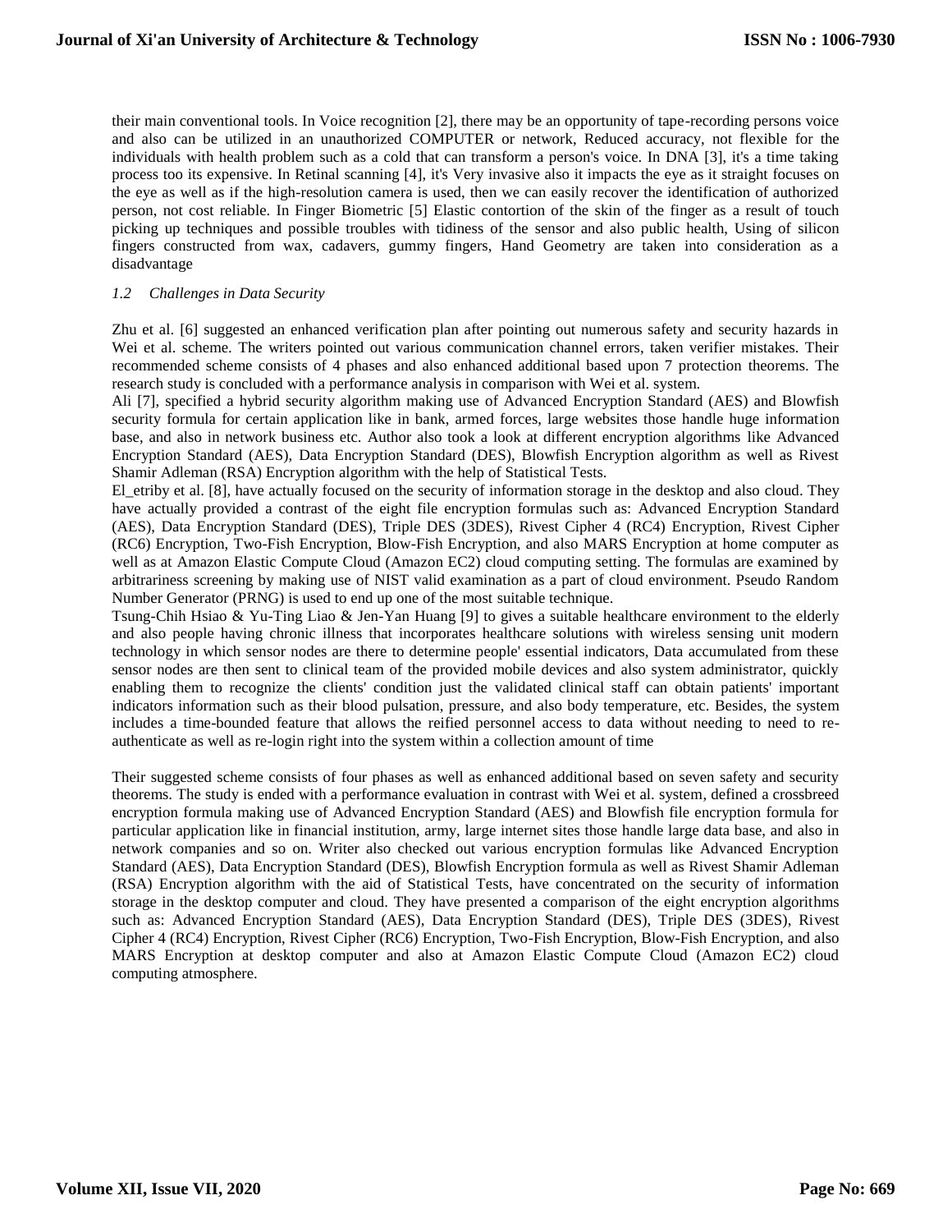their main conventional tools. In Voice recognition [2], there may be an opportunity of tape-recording persons voice and also can be utilized in an unauthorized COMPUTER or network, Reduced accuracy, not flexible for the individuals with health problem such as a cold that can transform a person's voice. In DNA [3], it's a time taking process too its expensive. In Retinal scanning [4], it's Very invasive also it impacts the eye as it straight focuses on the eye as well as if the high-resolution camera is used, then we can easily recover the identification of authorized person, not cost reliable. In Finger Biometric [5] Elastic contortion of the skin of the finger as a result of touch picking up techniques and possible troubles with tidiness of the sensor and also public health, Using of silicon fingers constructed from wax, cadavers, gummy fingers, Hand Geometry are taken into consideration as a disadvantage

### *1.2 Challenges in Data Security*

Zhu et al. [6] suggested an enhanced verification plan after pointing out numerous safety and security hazards in Wei et al. scheme. The writers pointed out various communication channel errors, taken verifier mistakes. Their recommended scheme consists of 4 phases and also enhanced additional based upon 7 protection theorems. The research study is concluded with a performance analysis in comparison with Wei et al. system.

Ali [7], specified a hybrid security algorithm making use of Advanced Encryption Standard (AES) and Blowfish security formula for certain application like in bank, armed forces, large websites those handle huge information base, and also in network business etc. Author also took a look at different encryption algorithms like Advanced Encryption Standard (AES), Data Encryption Standard (DES), Blowfish Encryption algorithm as well as Rivest Shamir Adleman (RSA) Encryption algorithm with the help of Statistical Tests.

El_etriby et al. [8], have actually focused on the security of information storage in the desktop and also cloud. They have actually provided a contrast of the eight file encryption formulas such as: Advanced Encryption Standard (AES), Data Encryption Standard (DES), Triple DES (3DES), Rivest Cipher 4 (RC4) Encryption, Rivest Cipher (RC6) Encryption, Two-Fish Encryption, Blow-Fish Encryption, and also MARS Encryption at home computer as well as at Amazon Elastic Compute Cloud (Amazon EC2) cloud computing setting. The formulas are examined by arbitrariness screening by making use of NIST valid examination as a part of cloud environment. Pseudo Random Number Generator (PRNG) is used to end up one of the most suitable technique.

Tsung-Chih Hsiao & Yu-Ting Liao & Jen-Yan Huang [9] to gives a suitable healthcare environment to the elderly and also people having chronic illness that incorporates healthcare solutions with wireless sensing unit modern technology in which sensor nodes are there to determine people' essential indicators, Data accumulated from these sensor nodes are then sent to clinical team of the provided mobile devices and also system administrator, quickly enabling them to recognize the clients' condition just the validated clinical staff can obtain patients' important indicators information such as their blood pulsation, pressure, and also body temperature, etc. Besides, the system includes a time-bounded feature that allows the reified personnel access to data without needing to need to re-authenticate as well as re-login right into the system within a collection amount of time

Their suggested scheme consists of four phases as well as enhanced additional based on seven safety and security theorems. The study is ended with a performance evaluation in contrast with Wei et al. system, defined a crossbreed encryption formula making use of Advanced Encryption Standard (AES) and Blowfish file encryption formula for particular application like in financial institution, army, large internet sites those handle large data base, and also in network companies and so on. Writer also checked out various encryption formulas like Advanced Encryption Standard (AES), Data Encryption Standard (DES), Blowfish Encryption formula as well as Rivest Shamir Adleman (RSA) Encryption algorithm with the aid of Statistical Tests, have concentrated on the security of information storage in the desktop computer and cloud. They have presented a comparison of the eight encryption algorithms such as: Advanced Encryption Standard (AES), Data Encryption Standard (DES), Triple DES (3DES), Rivest Cipher 4 (RC4) Encryption, Rivest Cipher (RC6) Encryption, Two-Fish Encryption, Blow-Fish Encryption, and also MARS Encryption at desktop computer and also at Amazon Elastic Compute Cloud (Amazon EC2) cloud computing atmosphere.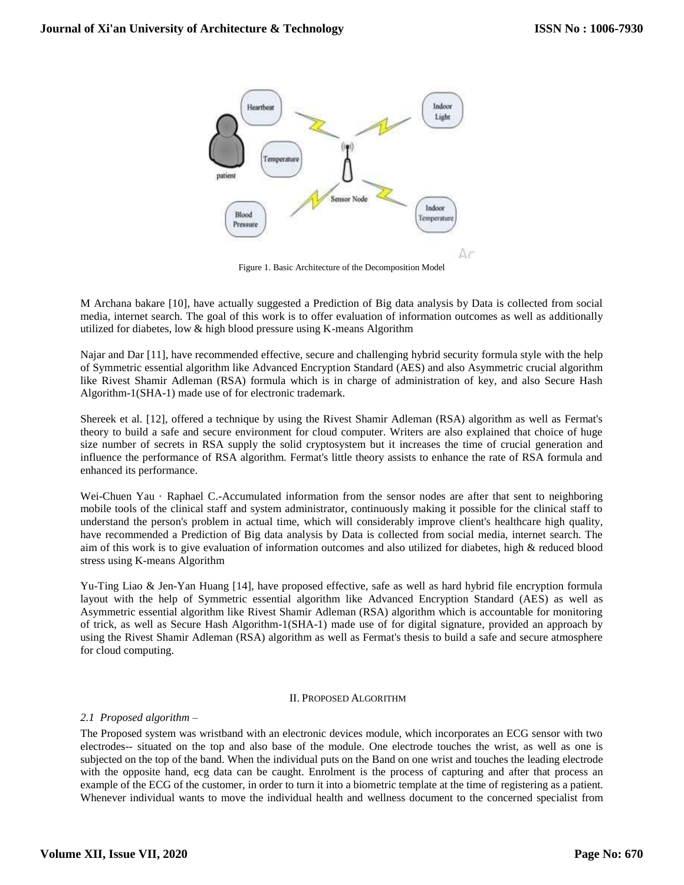Figure 1. Basic Architecture of the Decomposition Model

M Archana bakare [10], have actually suggested a Prediction of Big data analysis by Data is collected from social media, internet search. The goal of this work is to offer evaluation of information outcomes as well as additionally utilized for diabetes, low & high blood pressure using K-means Algorithm

Najar and Dar [11], have recommended effective, secure and challenging hybrid security formula style with the help of Symmetric essential algorithm like Advanced Encryption Standard (AES) and also Asymmetric crucial algorithm like Rivest Shamir Adleman (RSA) formula which is in charge of administration of key, and also Secure Hash Algorithm-1(SHA-1) made use of for electronic trademark.

Shereek et al. [12], offered a technique by using the Rivest Shamir Adleman (RSA) algorithm as well as Fermat's theory to build a safe and secure environment for cloud computer. Writers are also explained that choice of huge size number of secrets in RSA supply the solid cryptosystem but it increases the time of crucial generation and influence the performance of RSA algorithm. Fermat's little theory assists to enhance the rate of RSA formula and enhanced its performance.

Wei-Chuen Yau · Raphael C.-Accumulated information from the sensor nodes are after that sent to neighboring mobile tools of the clinical staff and system administrator, continuously making it possible for the clinical staff to understand the person's problem in actual time, which will considerably improve client's healthcare high quality, have recommended a Prediction of Big data analysis by Data is collected from social media, internet search. The aim of this work is to give evaluation of information outcomes and also utilized for diabetes, high & reduced blood stress using K-means Algorithm

Yu-Ting Liao & Jen-Yan Huang [14], have proposed effective, safe as well as hard hybrid file encryption formula layout with the help of Symmetric essential algorithm like Advanced Encryption Standard (AES) as well as Asymmetric essential algorithm like Rivest Shamir Adleman (RSA) algorithm which is accountable for monitoring of trick, as well as Secure Hash Algorithm-1(SHA-1) made use of for digital signature, provided an approach by using the Rivest Shamir Adleman (RSA) algorithm as well as Fermat's thesis to build a safe and secure atmosphere for cloud computing.

## II. Proposed Algorithm

### *2.1 Proposed algorithm –*

The Proposed system was wristband with an electronic devices module, which incorporates an ECG sensor with two electrodes-- situated on the top and also base of the module. One electrode touches the wrist, as well as one is subjected on the top of the band. When the individual puts on the Band on one wrist and touches the leading electrode with the opposite hand, ecg data can be caught. Enrolment is the process of capturing and after that process an example of the ECG of the customer, in order to turn it into a biometric template at the time of registering as a patient. Whenever individual wants to move the individual health and wellness document to the concerned specialist from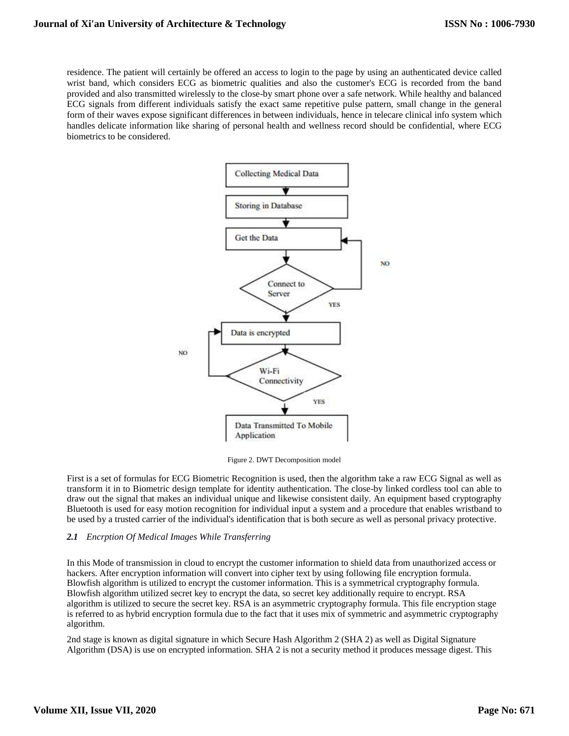residence. The patient will certainly be offered an access to login to the page by using an authenticated device called wrist band, which considers ECG as biometric qualities and also the customer's ECG is recorded from the band provided and also transmitted wirelessly to the close-by smart phone over a safe network. While healthy and balanced ECG signals from different individuals satisfy the exact same repetitive pulse pattern, small change in the general form of their waves expose significant differences in between individuals, hence in telecare clinical info system which handles delicate information like sharing of personal health and wellness record should be confidential, where ECG biometrics to be considered.

Figure 2. DWT Decomposition model

First is a set of formulas for ECG Biometric Recognition is used, then the algorithm take a raw ECG Signal as well as transform it in to Biometric design template for identity authentication. The close-by linked cordless tool can able to draw out the signal that makes an individual unique and likewise consistent daily. An equipment based cryptography Bluetooth is used for easy motion recognition for individual input a system and a procedure that enables wristband to be used by a trusted carrier of the individual's identification that is both secure as well as personal privacy protective.

### *2.1 Encrption Of Medical Images While Transferring*

In this Mode of transmission in cloud to encrypt the customer information to shield data from unauthorized access or hackers. After encryption information will convert into cipher text by using following file encryption formula. Blowfish algorithm is utilized to encrypt the customer information. This is a symmetrical cryptography formula. Blowfish algorithm utilized secret key to encrypt the data, so secret key additionally require to encrypt. RSA algorithm is utilized to secure the secret key. RSA is an asymmetric cryptography formula. This file encryption stage is referred to as hybrid encryption formula due to the fact that it uses mix of symmetric and asymmetric cryptography algorithm.

2nd stage is known as digital signature in which Secure Hash Algorithm 2 (SHA 2) as well as Digital Signature Algorithm (DSA) is use on encrypted information. SHA 2 is not a security method it produces message digest. This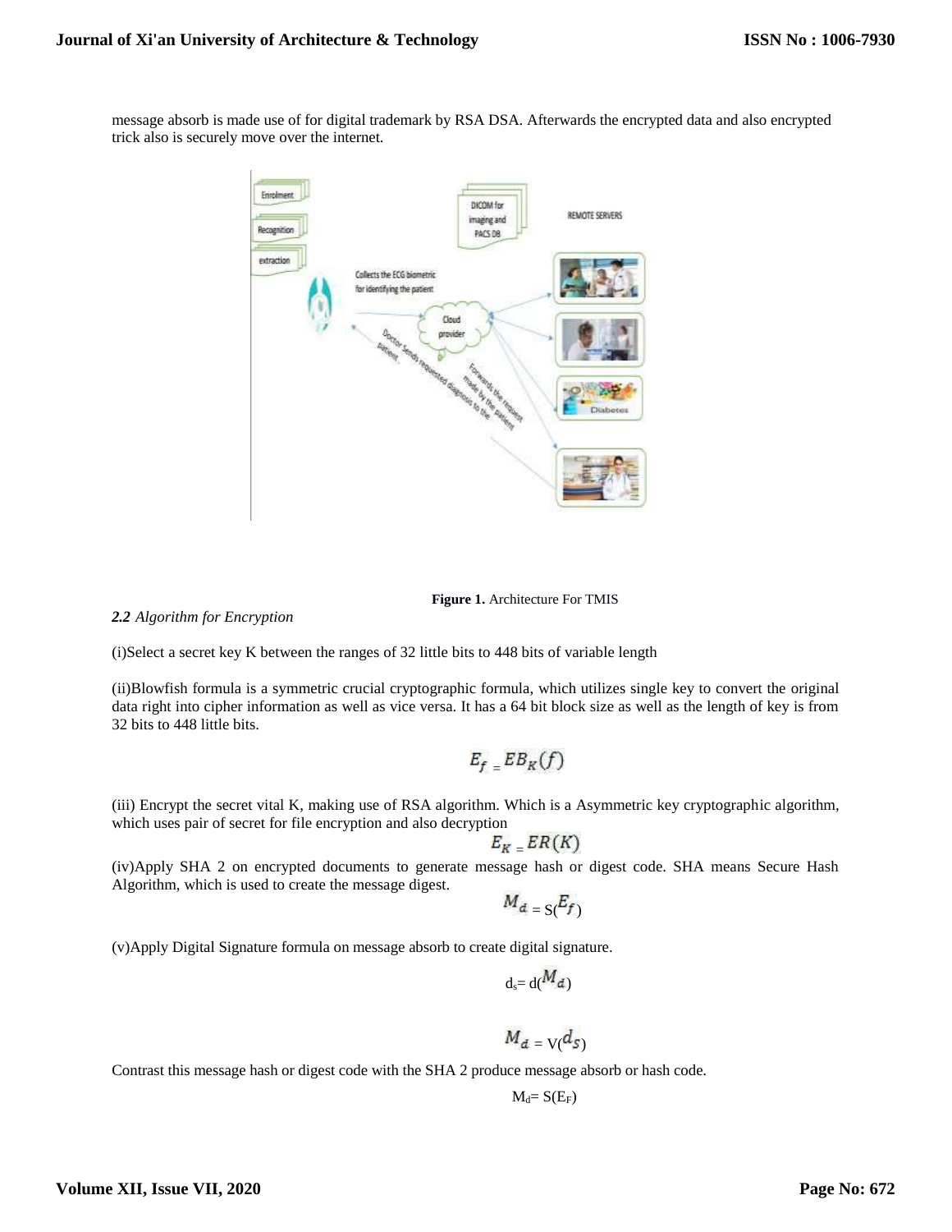message absorb is made use of for digital trademark by RSA DSA. Afterwards the encrypted data and also encrypted trick also is securely move over the internet.

**Figure 1.** Architecture For TMIS

### *2.2 Algorithm for Encryption*

(i)Select a secret key K between the ranges of 32 little bits to 448 bits of variable length

(ii)Blowfish formula is a symmetric crucial cryptographic formula, which utilizes single key to convert the original data right into cipher information as well as vice versa. It has a 64 bit block size as well as the length of key is from 32 bits to 448 little bits.

$$E_f = EB_K(f)$$

(iii) Encrypt the secret vital K, making use of RSA algorithm. Which is a Asymmetric key cryptographic algorithm, which uses pair of secret for file encryption and also decryption

$$E_K = ER(K)$$

(iv)Apply SHA 2 on encrypted documents to generate message hash or digest code. SHA means Secure Hash Algorithm, which is used to create the message digest.

$$M_d = S(E_f)$$

(v)Apply Digital Signature formula on message absorb to create digital signature.

$$d_s = d(M_d)$$

$$M_d = V(d_s)$$

Contrast this message hash or digest code with the SHA 2 produce message absorb or hash code.

$$M_d = S(E_F)$$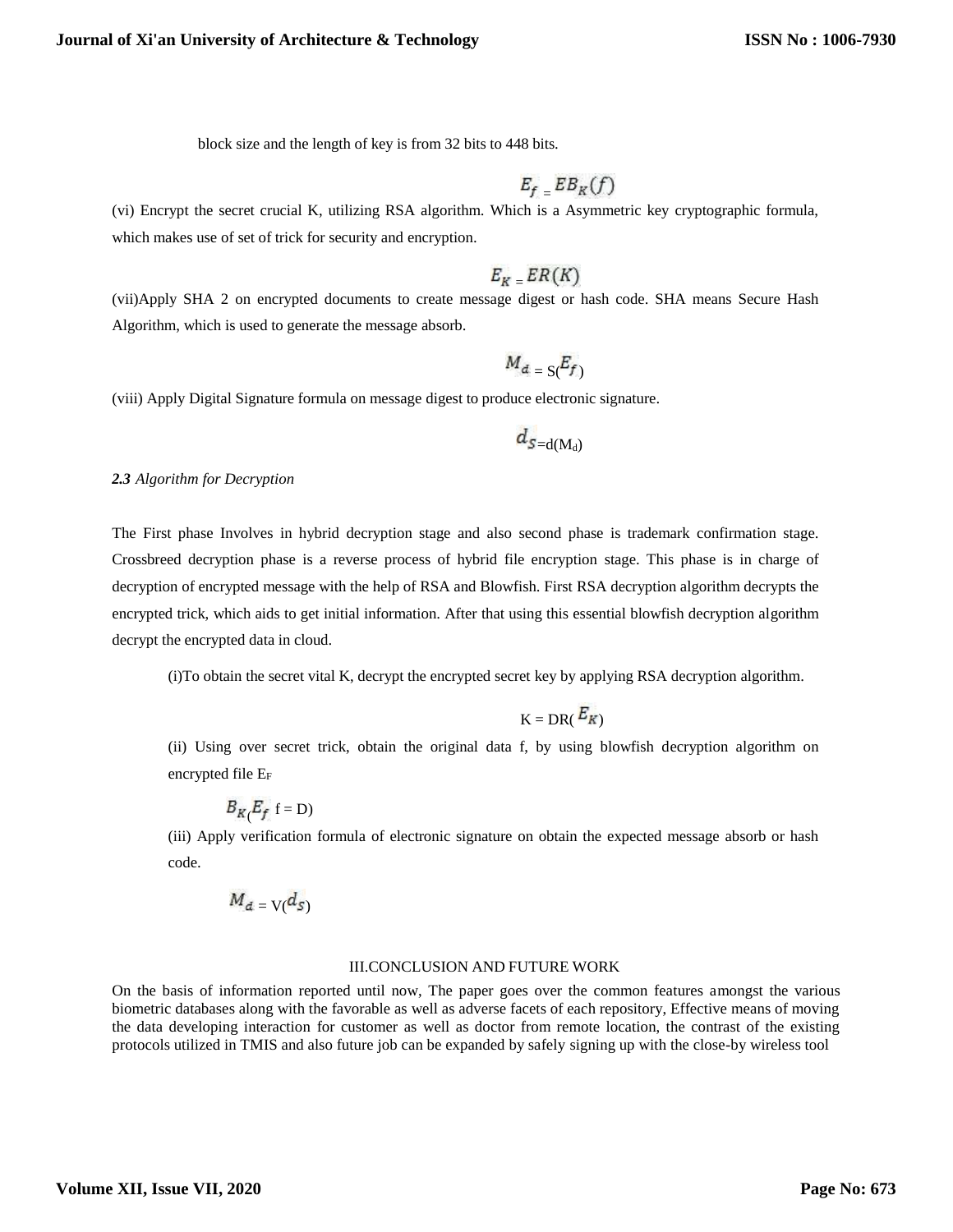block size and the length of key is from 32 bits to 448 bits.

$$E_f = EB_K(f)$$

(vi) Encrypt the secret crucial K, utilizing RSA algorithm. Which is a Asymmetric key cryptographic formula, which makes use of set of trick for security and encryption.

$$E_K = ER(K)$$

(vii)Apply SHA 2 on encrypted documents to create message digest or hash code. SHA means Secure Hash Algorithm, which is used to generate the message absorb.

$$M_d = S(E_f)$$

(viii) Apply Digital Signature formula on message digest to produce electronic signature.

$$d_S = d(M_d)$$

***2.3** Algorithm for Decryption*

The First phase Involves in hybrid decryption stage and also second phase is trademark confirmation stage. Crossbreed decryption phase is a reverse process of hybrid file encryption stage. This phase is in charge of decryption of encrypted message with the help of RSA and Blowfish. First RSA decryption algorithm decrypts the encrypted trick, which aids to get initial information. After that using this essential blowfish decryption algorithm decrypt the encrypted data in cloud.

(i)To obtain the secret vital K, decrypt the encrypted secret key by applying RSA decryption algorithm.

$$K = DR(E_K)$$

(ii) Using over secret trick, obtain the original data f, by using blowfish decryption algorithm on encrypted file $E_F$

$$B_K(E_f \ f = D)$$

(iii) Apply verification formula of electronic signature on obtain the expected message absorb or hash code.

$$M_d = V(d_S)$$

## III.CONCLUSION AND FUTURE WORK

On the basis of information reported until now, The paper goes over the common features amongst the various biometric databases along with the favorable as well as adverse facets of each repository, Effective means of moving the data developing interaction for customer as well as doctor from remote location, the contrast of the existing protocols utilized in TMIS and also future job can be expanded by safely signing up with the close-by wireless tool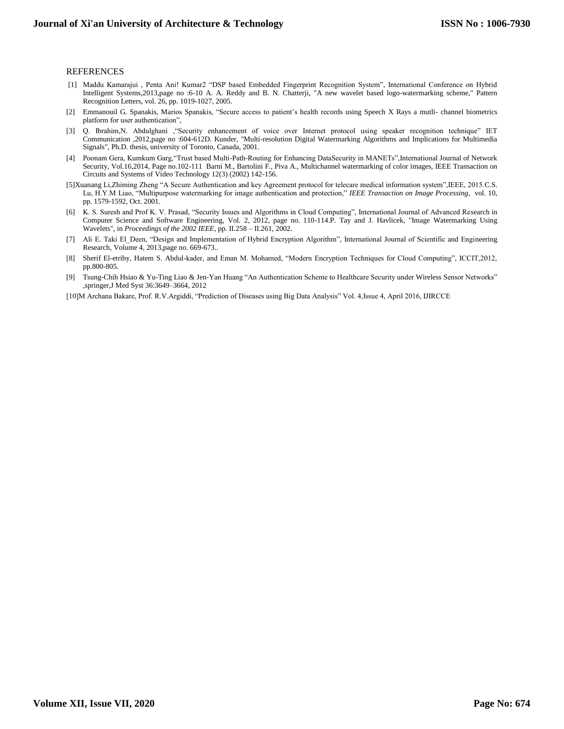## REFERENCES

[1] Maddu Kamarajui , Penta Ani! Kumar2 "DSP based Embedded Fingerprint Recognition System", International Conference on Hybrid Intelligent Systems,2013,page no :6-10 A. A. Reddy and B. N. Chatterji, "A new wavelet based logo-watermarking scheme," Pattern Recognition Letters, vol. 26, pp. 1019-1027, 2005.

[2] Emmanouil G. Spanakis, Marios Spanakis, "Secure access to patient's health records using Speech X Rays a mutli- channel biometrics platform for user authentication",

[3] Q. Ibrahim,N. Abdulghani ,"Security enhancement of voice over Internet protocol using speaker recognition technique" IET Communication ,2012,page no :604-612D. Kunder, "Multi-resolution Digital Watermarking Algorithms and Implications for Multimedia Signals", Ph.D. thesis, university of Toronto, Canada, 2001.

[4] Poonam Gera, Kumkum Garg,"Trust based Multi-Path-Routing for Enhancing DataSecurity in MANETs",International Journal of Network Security, Vol.16,2014, Page no.102-111 Barni M., Bartolini F., Piva A., Multichannel watermarking of color images, IEEE Transaction on Circuits and Systems of Video Technology 12(3) (2002) 142-156.

[5]Xuanang Li,Zhiming Zheng "A Secure Authentication and key Agreement protocol for telecare medical information system",IEEE, 2015.C.S. Lu, H.Y.M Liao, "Multipurpose watermarking for image authentication and protection," *IEEE Transaction on Image Processing*, vol. 10, pp. 1579-1592, Oct. 2001.

[6] K. S. Suresh and Prof K. V. Prasad, "Security Issues and Algorithms in Cloud Computing", International Journal of Advanced Research in Computer Science and Software Engineering, Vol. 2, 2012, page no. 110-114.P. Tay and J. Havlicek, "Image Watermarking Using Wavelets", in *Proceedings of the 2002 IEEE*, pp. II.258 – II.261, 2002.

[7] Ali E. Taki El_Deen, "Design and Implementation of Hybrid Encryption Algorithm", International Journal of Scientific and Engineering Research, Volume 4, 2013,page no. 669-673..

[8] Sherif El-etriby, Hatem S. Abdul-kader, and Eman M. Mohamed, "Modern Encryption Techniques for Cloud Computing", ICCIT,2012, pp.800-805.

[9] Tsung-Chih Hsiao & Yu-Ting Liao & Jen-Yan Huang "An Authentication Scheme to Healthcare Security under Wireless Sensor Networks" ,springer,J Med Syst 36:3649–3664, 2012

[10]M Archana Bakare, Prof. R.V.Argiddi, "Prediction of Diseases using Big Data Analysis" Vol. 4,Issue 4, April 2016, IJIRCCE